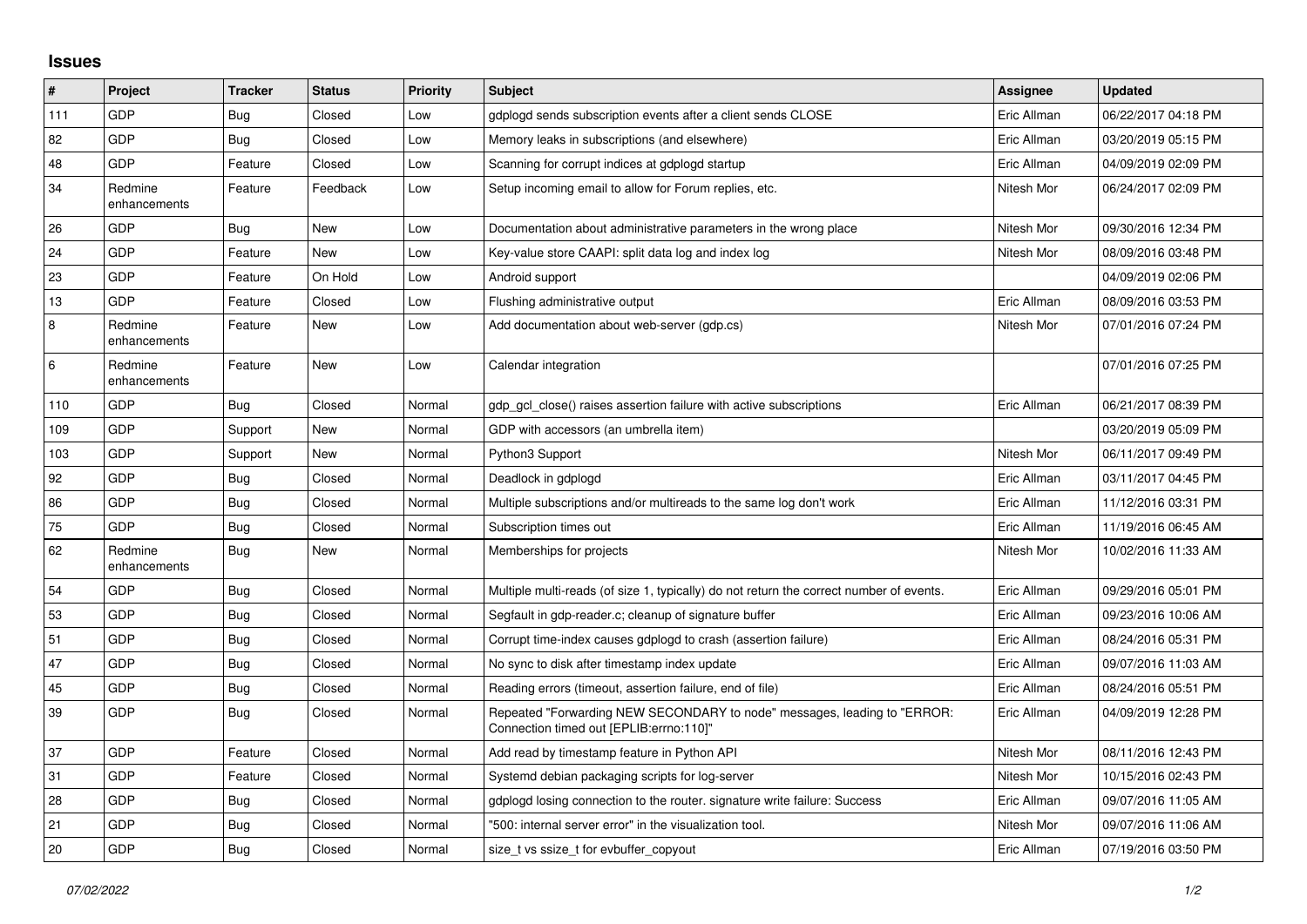# Issues

| # | Project | Tracker | Status | Priority | Subject | Assignee | Updated |
|---|---|---|---|---|---|---|---|
| 111 | GDP | Bug | Closed | Low | gdplogd sends subscription events after a client sends CLOSE | Eric Allman | 06/22/2017 04:18 PM |
| 82 | GDP | Bug | Closed | Low | Memory leaks in subscriptions (and elsewhere) | Eric Allman | 03/20/2019 05:15 PM |
| 48 | GDP | Feature | Closed | Low | Scanning for corrupt indices at gdplogd startup | Eric Allman | 04/09/2019 02:09 PM |
| 34 | Redmine enhancements | Feature | Feedback | Low | Setup incoming email to allow for Forum replies, etc. | Nitesh Mor | 06/24/2017 02:09 PM |
| 26 | GDP | Bug | New | Low | Documentation about administrative parameters in the wrong place | Nitesh Mor | 09/30/2016 12:34 PM |
| 24 | GDP | Feature | New | Low | Key-value store CAAPI: split data log and index log | Nitesh Mor | 08/09/2016 03:48 PM |
| 23 | GDP | Feature | On Hold | Low | Android support | | 04/09/2019 02:06 PM |
| 13 | GDP | Feature | Closed | Low | Flushing administrative output | Eric Allman | 08/09/2016 03:53 PM |
| 8 | Redmine enhancements | Feature | New | Low | Add documentation about web-server (gdp.cs) | Nitesh Mor | 07/01/2016 07:24 PM |
| 6 | Redmine enhancements | Feature | New | Low | Calendar integration | | 07/01/2016 07:25 PM |
| 110 | GDP | Bug | Closed | Normal | gdp_gcl_close() raises assertion failure with active subscriptions | Eric Allman | 06/21/2017 08:39 PM |
| 109 | GDP | Support | New | Normal | GDP with accessors (an umbrella item) | | 03/20/2019 05:09 PM |
| 103 | GDP | Support | New | Normal | Python3 Support | Nitesh Mor | 06/11/2017 09:49 PM |
| 92 | GDP | Bug | Closed | Normal | Deadlock in gdplogd | Eric Allman | 03/11/2017 04:45 PM |
| 86 | GDP | Bug | Closed | Normal | Multiple subscriptions and/or multireads to the same log don't work | Eric Allman | 11/12/2016 03:31 PM |
| 75 | GDP | Bug | Closed | Normal | Subscription times out | Eric Allman | 11/19/2016 06:45 AM |
| 62 | Redmine enhancements | Bug | New | Normal | Memberships for projects | Nitesh Mor | 10/02/2016 11:33 AM |
| 54 | GDP | Bug | Closed | Normal | Multiple multi-reads (of size 1, typically) do not return the correct number of events. | Eric Allman | 09/29/2016 05:01 PM |
| 53 | GDP | Bug | Closed | Normal | Segfault in gdp-reader.c; cleanup of signature buffer | Eric Allman | 09/23/2016 10:06 AM |
| 51 | GDP | Bug | Closed | Normal | Corrupt time-index causes gdplogd to crash (assertion failure) | Eric Allman | 08/24/2016 05:31 PM |
| 47 | GDP | Bug | Closed | Normal | No sync to disk after timestamp index update | Eric Allman | 09/07/2016 11:03 AM |
| 45 | GDP | Bug | Closed | Normal | Reading errors (timeout, assertion failure, end of file) | Eric Allman | 08/24/2016 05:51 PM |
| 39 | GDP | Bug | Closed | Normal | Repeated "Forwarding NEW SECONDARY to node" messages, leading to "ERROR: Connection timed out [EPLIB:errno:110]" | Eric Allman | 04/09/2019 12:28 PM |
| 37 | GDP | Feature | Closed | Normal | Add read by timestamp feature in Python API | Nitesh Mor | 08/11/2016 12:43 PM |
| 31 | GDP | Feature | Closed | Normal | Systemd debian packaging scripts for log-server | Nitesh Mor | 10/15/2016 02:43 PM |
| 28 | GDP | Bug | Closed | Normal | gdplogd losing connection to the router. signature write failure: Success | Eric Allman | 09/07/2016 11:05 AM |
| 21 | GDP | Bug | Closed | Normal | "500: internal server error" in the visualization tool. | Nitesh Mor | 09/07/2016 11:06 AM |
| 20 | GDP | Bug | Closed | Normal | size_t vs ssize_t for evbuffer_copyout | Eric Allman | 07/19/2016 03:50 PM |

*07/02/2022*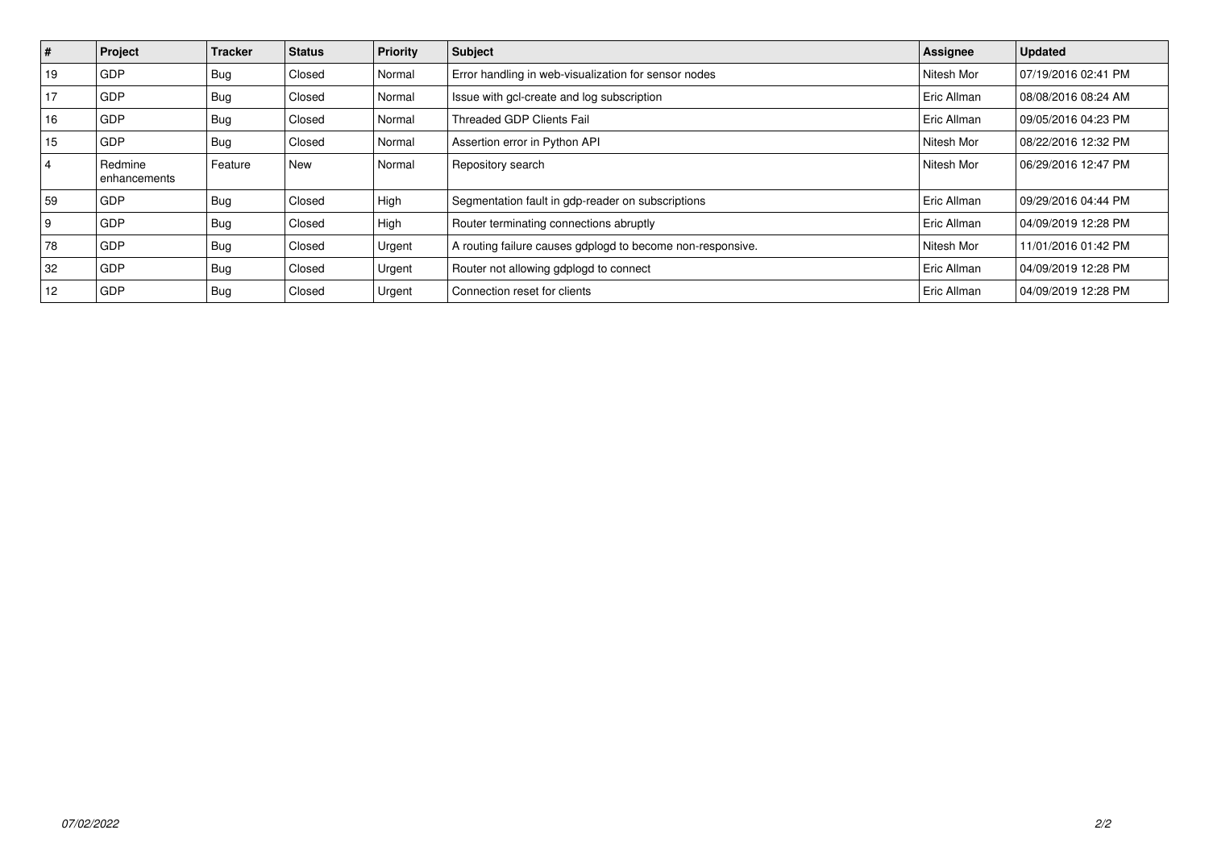| # | Project | Tracker | Status | Priority | Subject | Assignee | Updated |
|---|---|---|---|---|---|---|---|
| 19 | GDP | Bug | Closed | Normal | Error handling in web-visualization for sensor nodes | Nitesh Mor | 07/19/2016 02:41 PM |
| 17 | GDP | Bug | Closed | Normal | Issue with gcl-create and log subscription | Eric Allman | 08/08/2016 08:24 AM |
| 16 | GDP | Bug | Closed | Normal | Threaded GDP Clients Fail | Eric Allman | 09/05/2016 04:23 PM |
| 15 | GDP | Bug | Closed | Normal | Assertion error in Python API | Nitesh Mor | 08/22/2016 12:32 PM |
| 4 | Redmine enhancements | Feature | New | Normal | Repository search | Nitesh Mor | 06/29/2016 12:47 PM |
| 59 | GDP | Bug | Closed | High | Segmentation fault in gdp-reader on subscriptions | Eric Allman | 09/29/2016 04:44 PM |
| 9 | GDP | Bug | Closed | High | Router terminating connections abruptly | Eric Allman | 04/09/2019 12:28 PM |
| 78 | GDP | Bug | Closed | Urgent | A routing failure causes gdplogd to become non-responsive. | Nitesh Mor | 11/01/2016 01:42 PM |
| 32 | GDP | Bug | Closed | Urgent | Router not allowing gdplogd to connect | Eric Allman | 04/09/2019 12:28 PM |
| 12 | GDP | Bug | Closed | Urgent | Connection reset for clients | Eric Allman | 04/09/2019 12:28 PM |

*07/02/2022*